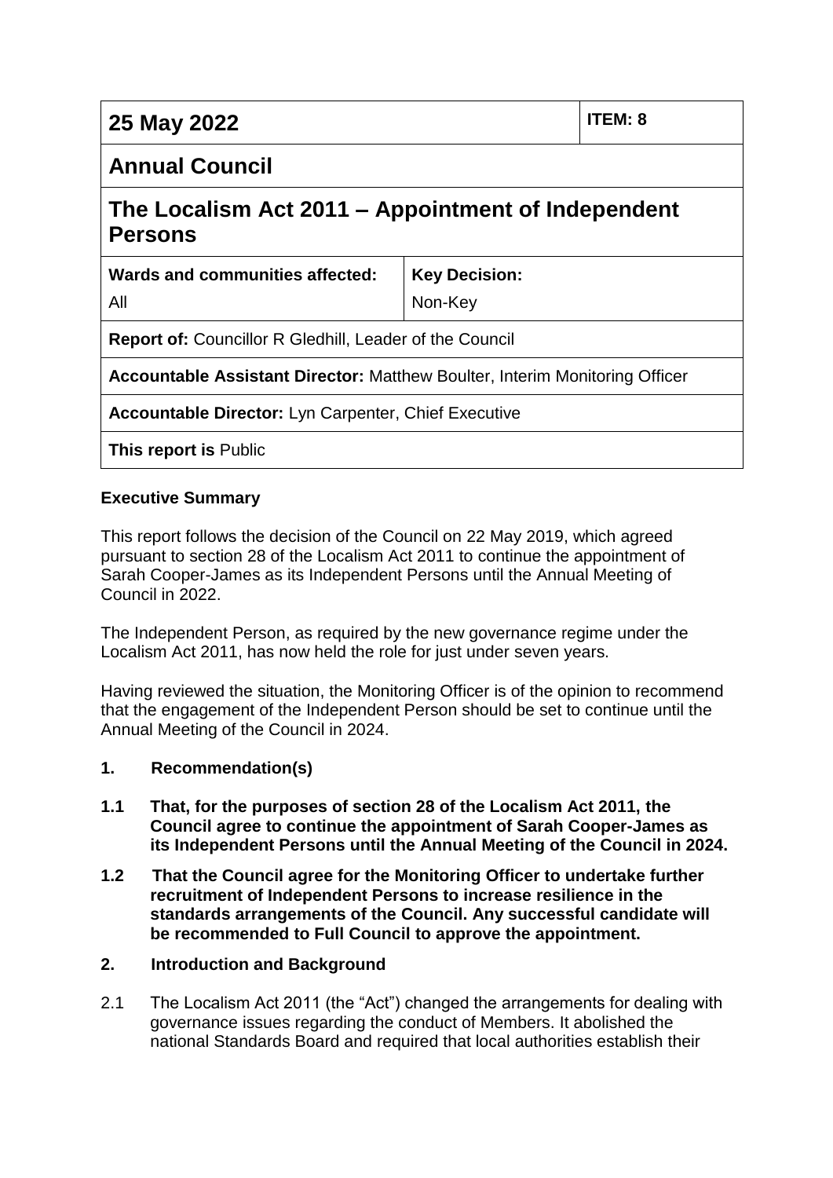| 25 May 2022 | | ITEM: 8 |
|---|---|---|
| **Annual Council** | | |
| **The Localism Act 2011 – Appointment of Independent Persons** | | |
| **Wards and communities affected:** All | **Key Decision:** Non-Key | |
| **Report of:** Councillor R Gledhill, Leader of the Council | | |
| **Accountable Assistant Director:** Matthew Boulter, Interim Monitoring Officer | | |
| **Accountable Director:** Lyn Carpenter, Chief Executive | | |
| **This report is** Public | | |

**Executive Summary**

This report follows the decision of the Council on 22 May 2019, which agreed pursuant to section 28 of the Localism Act 2011 to continue the appointment of Sarah Cooper-James as its Independent Persons until the Annual Meeting of Council in 2022.

The Independent Person, as required by the new governance regime under the Localism Act 2011, has now held the role for just under seven years.

Having reviewed the situation, the Monitoring Officer is of the opinion to recommend that the engagement of the Independent Person should be set to continue until the Annual Meeting of the Council in 2024.

## 1. Recommendation(s)

**1.1 That, for the purposes of section 28 of the Localism Act 2011, the Council agree to continue the appointment of Sarah Cooper-James as its Independent Persons until the Annual Meeting of the Council in 2024.**

**1.2 That the Council agree for the Monitoring Officer to undertake further recruitment of Independent Persons to increase resilience in the standards arrangements of the Council. Any successful candidate will be recommended to Full Council to approve the appointment.**

## 2. Introduction and Background

2.1 The Localism Act 2011 (the "Act") changed the arrangements for dealing with governance issues regarding the conduct of Members. It abolished the national Standards Board and required that local authorities establish their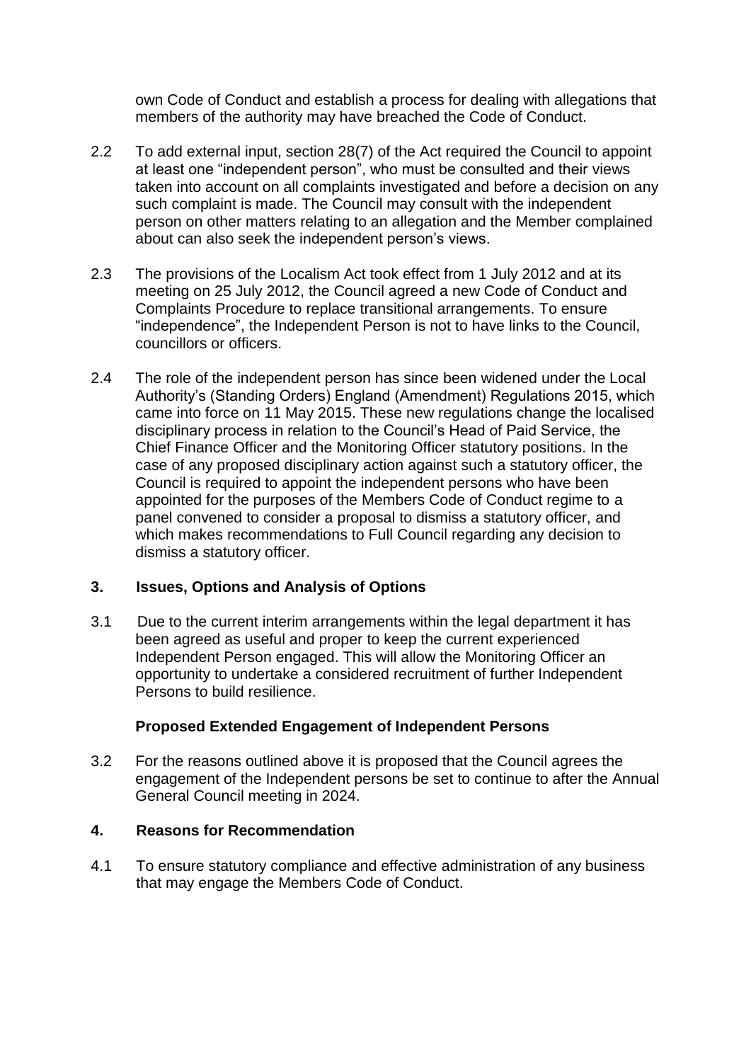own Code of Conduct and establish a process for dealing with allegations that members of the authority may have breached the Code of Conduct.

2.2 To add external input, section 28(7) of the Act required the Council to appoint at least one "independent person", who must be consulted and their views taken into account on all complaints investigated and before a decision on any such complaint is made. The Council may consult with the independent person on other matters relating to an allegation and the Member complained about can also seek the independent person's views.

2.3 The provisions of the Localism Act took effect from 1 July 2012 and at its meeting on 25 July 2012, the Council agreed a new Code of Conduct and Complaints Procedure to replace transitional arrangements. To ensure "independence", the Independent Person is not to have links to the Council, councillors or officers.

2.4 The role of the independent person has since been widened under the Local Authority's (Standing Orders) England (Amendment) Regulations 2015, which came into force on 11 May 2015. These new regulations change the localised disciplinary process in relation to the Council's Head of Paid Service, the Chief Finance Officer and the Monitoring Officer statutory positions. In the case of any proposed disciplinary action against such a statutory officer, the Council is required to appoint the independent persons who have been appointed for the purposes of the Members Code of Conduct regime to a panel convened to consider a proposal to dismiss a statutory officer, and which makes recommendations to Full Council regarding any decision to dismiss a statutory officer.

## 3. Issues, Options and Analysis of Options

3.1 Due to the current interim arrangements within the legal department it has been agreed as useful and proper to keep the current experienced Independent Person engaged. This will allow the Monitoring Officer an opportunity to undertake a considered recruitment of further Independent Persons to build resilience.

### Proposed Extended Engagement of Independent Persons

3.2 For the reasons outlined above it is proposed that the Council agrees the engagement of the Independent persons be set to continue to after the Annual General Council meeting in 2024.

## 4. Reasons for Recommendation

4.1 To ensure statutory compliance and effective administration of any business that may engage the Members Code of Conduct.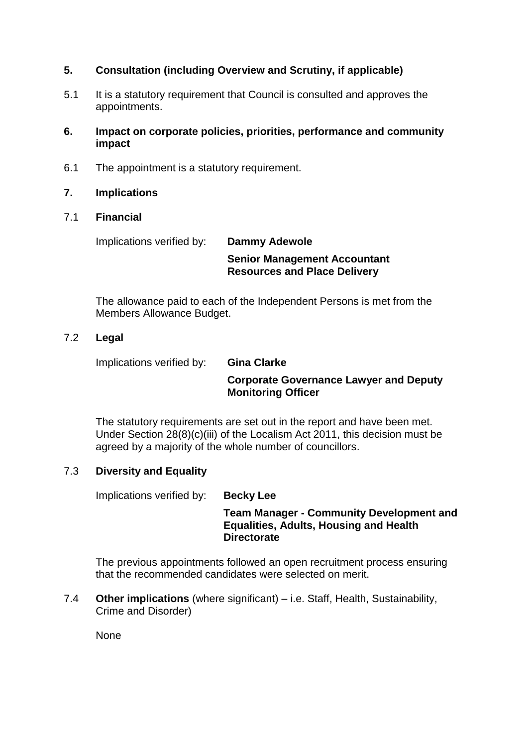## 5. Consultation (including Overview and Scrutiny, if applicable)

5.1 It is a statutory requirement that Council is consulted and approves the appointments.

## 6. Impact on corporate policies, priorities, performance and community impact

6.1 The appointment is a statutory requirement.

## 7. Implications

### 7.1 Financial

Implications verified by: **Dammy Adewole**

**Senior Management Accountant**
**Resources and Place Delivery**

The allowance paid to each of the Independent Persons is met from the Members Allowance Budget.

### 7.2 Legal

Implications verified by: **Gina Clarke**

**Corporate Governance Lawyer and Deputy Monitoring Officer**

The statutory requirements are set out in the report and have been met. Under Section 28(8)(c)(iii) of the Localism Act 2011, this decision must be agreed by a majority of the whole number of councillors.

### 7.3 Diversity and Equality

Implications verified by: **Becky Lee**

**Team Manager - Community Development and Equalities, Adults, Housing and Health Directorate**

The previous appointments followed an open recruitment process ensuring that the recommended candidates were selected on merit.

7.4 **Other implications** (where significant) – i.e. Staff, Health, Sustainability, Crime and Disorder)

None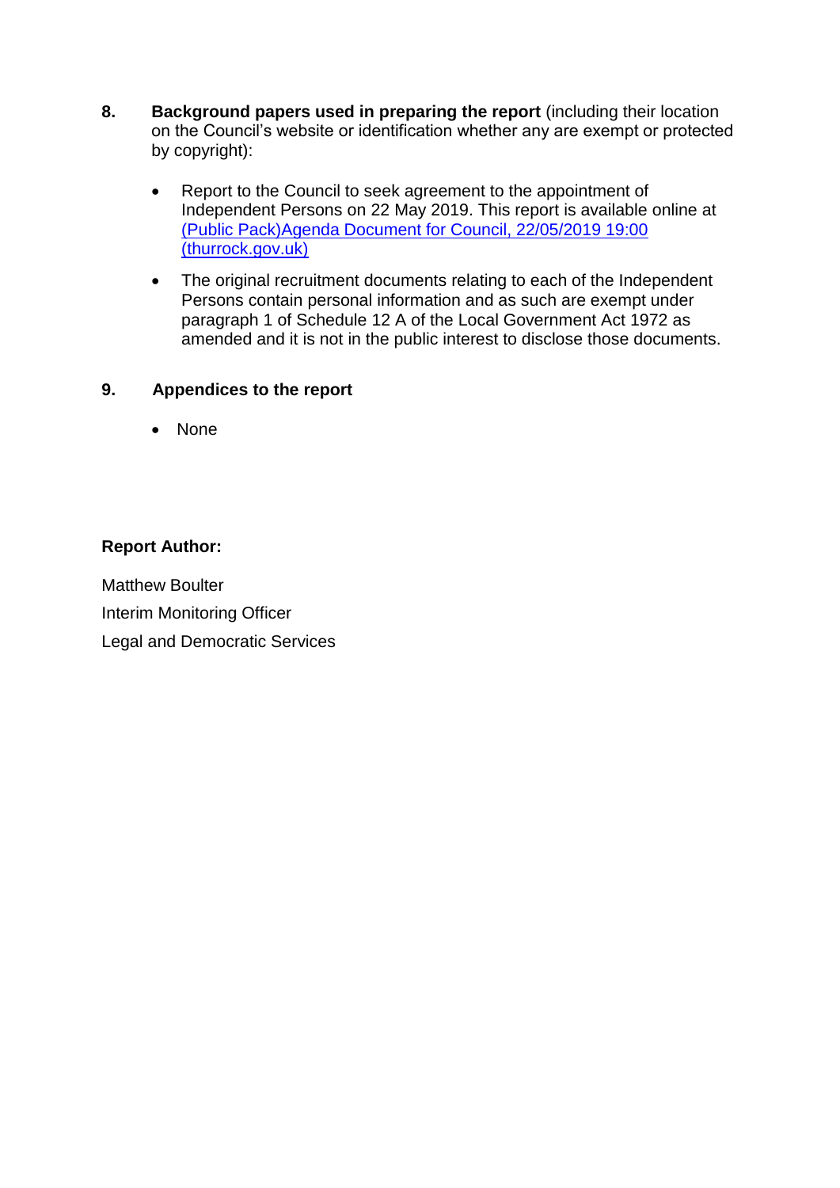8. **Background papers used in preparing the report** (including their location on the Council's website or identification whether any are exempt or protected by copyright):

   - Report to the Council to seek agreement to the appointment of Independent Persons on 22 May 2019. This report is available online at (Public Pack)Agenda Document for Council, 22/05/2019 19:00 (thurrock.gov.uk)

   - The original recruitment documents relating to each of the Independent Persons contain personal information and as such are exempt under paragraph 1 of Schedule 12 A of the Local Government Act 1972 as amended and it is not in the public interest to disclose those documents.

9. **Appendices to the report**

   - None

**Report Author:**

Matthew Boulter

Interim Monitoring Officer

Legal and Democratic Services